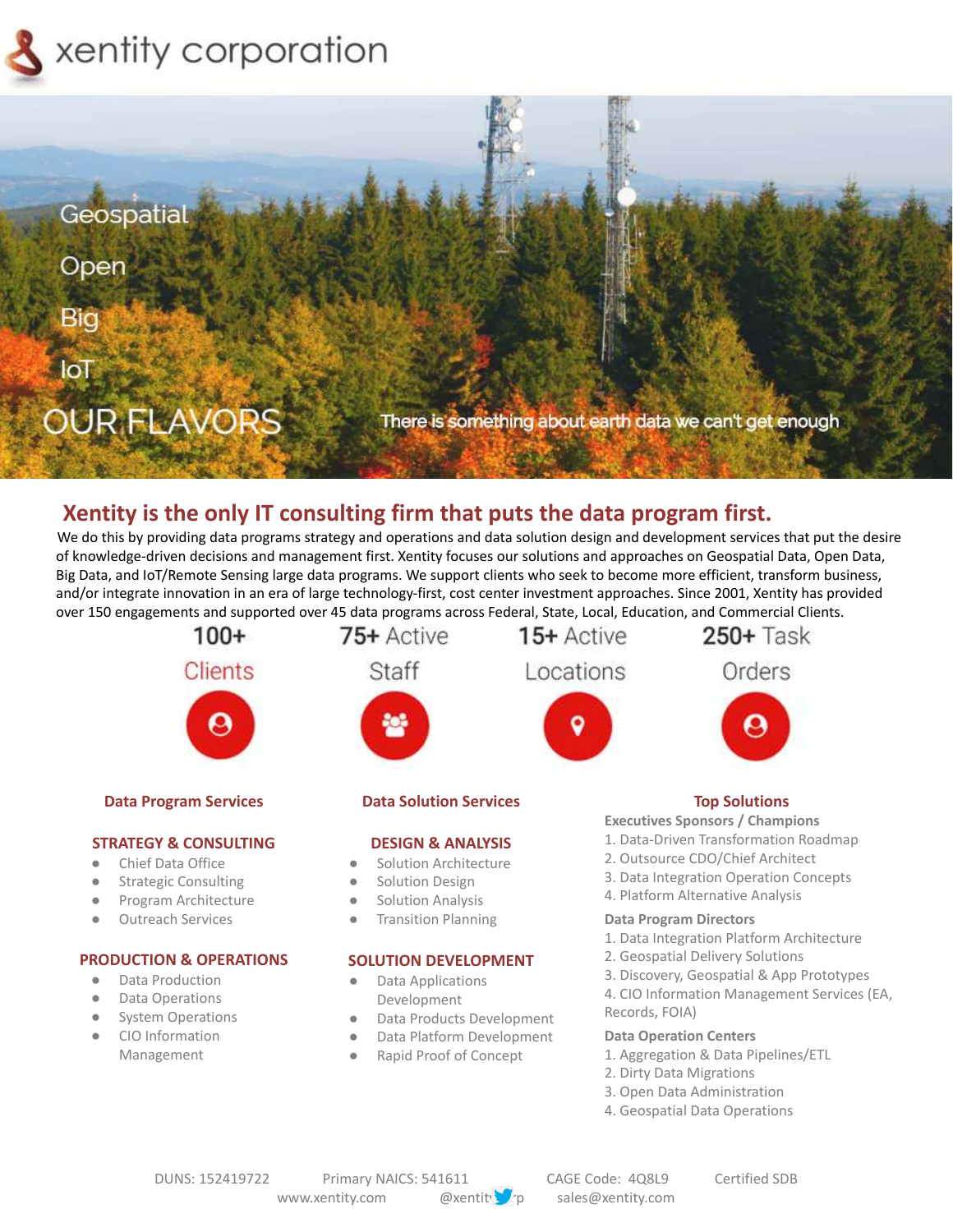# xentity corporation

Geospatial

Open

Big

IoT

OUR FLAVORS

There is something about earth data we can't get enough

## Xentity is the only IT consulting firm that puts the data program first.

We do this by providing data programs strategy and operations and data solution design and development services that put the desire of knowledge-driven decisions and management first. Xentity focuses our solutions and approaches on Geospatial Data, Open Data, Big Data, and IoT/Remote Sensing large data programs. We support clients who seek to become more efficient, transform business, and/or integrate innovation in an era of large technology-first, cost center investment approaches. Since 2001, Xentity has provided over 150 engagements and supported over 45 data programs across Federal, State, Local, Education, and Commercial Clients.

| 100+ Clients | 75+ Active Staff | 15+ Active Locations | 250+ Task Orders |
|---|---|---|---|

### Data Program Services

#### STRATEGY & CONSULTING

- Chief Data Office
- Strategic Consulting
- Program Architecture
- Outreach Services

#### PRODUCTION & OPERATIONS

- Data Production
- Data Operations
- System Operations
- CIO Information Management

### Data Solution Services

#### DESIGN & ANALYSIS

- Solution Architecture
- Solution Design
- Solution Analysis
- Transition Planning

#### SOLUTION DEVELOPMENT

- Data Applications Development
- Data Products Development
- Data Platform Development
- Rapid Proof of Concept

### Top Solutions

**Executives Sponsors / Champions**

1. Data-Driven Transformation Roadmap
2. Outsource CDO/Chief Architect
3. Data Integration Operation Concepts
4. Platform Alternative Analysis

**Data Program Directors**

1. Data Integration Platform Architecture
2. Geospatial Delivery Solutions
3. Discovery, Geospatial & App Prototypes
4. CIO Information Management Services (EA, Records, FOIA)

**Data Operation Centers**

1. Aggregation & Data Pipelines/ETL
2. Dirty Data Migrations
3. Open Data Administration
4. Geospatial Data Operations

DUNS: 152419722 Primary NAICS: 541611 CAGE Code: 4Q8L9 Certified SDB

www.xentity.com @xentitycorp sales@xentity.com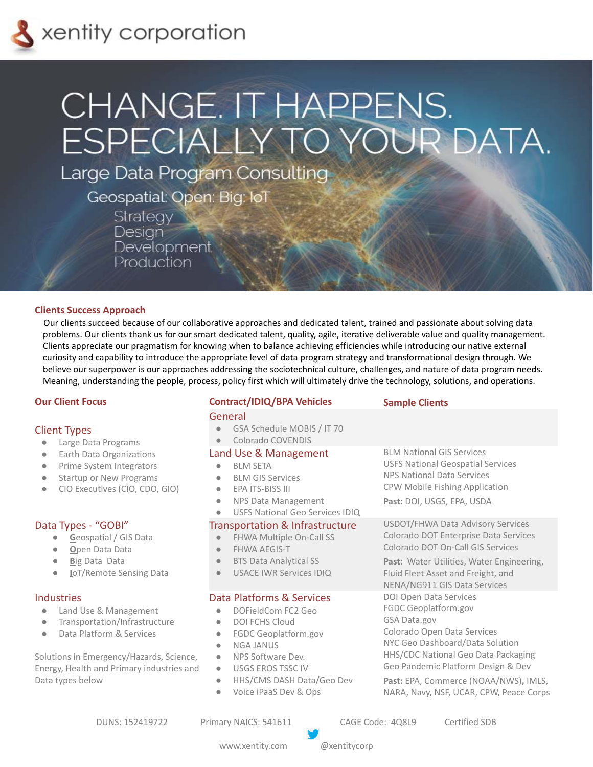xentity corporation

# CHANGE. IT HAPPENS. ESPECIALLY TO YOUR DATA.

## Large Data Program Consulting

### Geospatial: Open: Big: IoT

Strategy
Design
Development
Production

### Clients Success Approach

Our clients succeed because of our collaborative approaches and dedicated talent, trained and passionate about solving data problems. Our clients thank us for our smart dedicated talent, quality, agile, iterative deliverable value and quality management. Clients appreciate our pragmatism for knowing when to balance achieving efficiencies while introducing our native external curiosity and capability to introduce the appropriate level of data program strategy and transformational design through. We believe our superpower is our approaches addressing the sociotechnical culture, challenges, and nature of data program needs. Meaning, understanding the people, process, policy first which will ultimately drive the technology, solutions, and operations.

### Our Client Focus

#### Client Types

- Large Data Programs
- Earth Data Organizations
- Prime System Integrators
- Startup or New Programs
- CIO Executives (CIO, CDO, GIO)

#### Data Types - "GOBI"

- Geospatial / GIS Data
- Open Data Data
- Big Data Data
- IoT/Remote Sensing Data

#### Industries

- Land Use & Management
- Transportation/Infrastructure
- Data Platform & Services

Solutions in Emergency/Hazards, Science, Energy, Health and Primary industries and Data types below

| Contract/IDIQ/BPA Vehicles | Sample Clients |
|---|---|
| **General**<br>• GSA Schedule MOBIS / IT 70<br>• Colorado COVENDIS | |
| **Land Use & Management**<br>• BLM SETA<br>• BLM GIS Services<br>• EPA ITS-BISS III<br>• NPS Data Management<br>• USFS National Geo Services IDIQ | BLM National GIS Services<br>USFS National Geospatial Services<br>NPS National Data Services<br>CPW Mobile Fishing Application<br>**Past:** DOI, USGS, EPA, USDA |
| **Transportation & Infrastructure**<br>• FHWA Multiple On-Call SS<br>• FHWA AEGIS-T<br>• BTS Data Analytical SS<br>• USACE IWR Services IDIQ | USDOT/FHWA Data Advisory Services<br>Colorado DOT Enterprise Data Services<br>Colorado DOT On-Call GIS Services<br>**Past:** Water Utilities, Water Engineering, Fluid Fleet Asset and Freight, and NENA/NG911 GIS Data Services |
| **Data Platforms & Services**<br>• DOFieldCom FC2 Geo<br>• DOI FCHS Cloud<br>• FGDC Geoplatform.gov<br>• NGA JANUS<br>• NPS Software Dev.<br>• USGS EROS TSSC IV<br>• HHS/CMS DASH Data/Geo Dev<br>• Voice iPaaS Dev & Ops | DOI Open Data Services<br>FGDC Geoplatform.gov<br>GSA Data.gov<br>Colorado Open Data Services<br>NYC Geo Dashboard/Data Solution<br>HHS/CDC National Geo Data Packaging<br>Geo Pandemic Platform Design & Dev<br>**Past:** EPA, Commerce (NOAA/NWS), IMLS, NARA, Navy, NSF, UCAR, CPW, Peace Corps |

DUNS: 152419722 | Primary NAICS: 541611 | CAGE Code: 4Q8L9 | Certified SDB

www.xentity.com | @xentitycorp